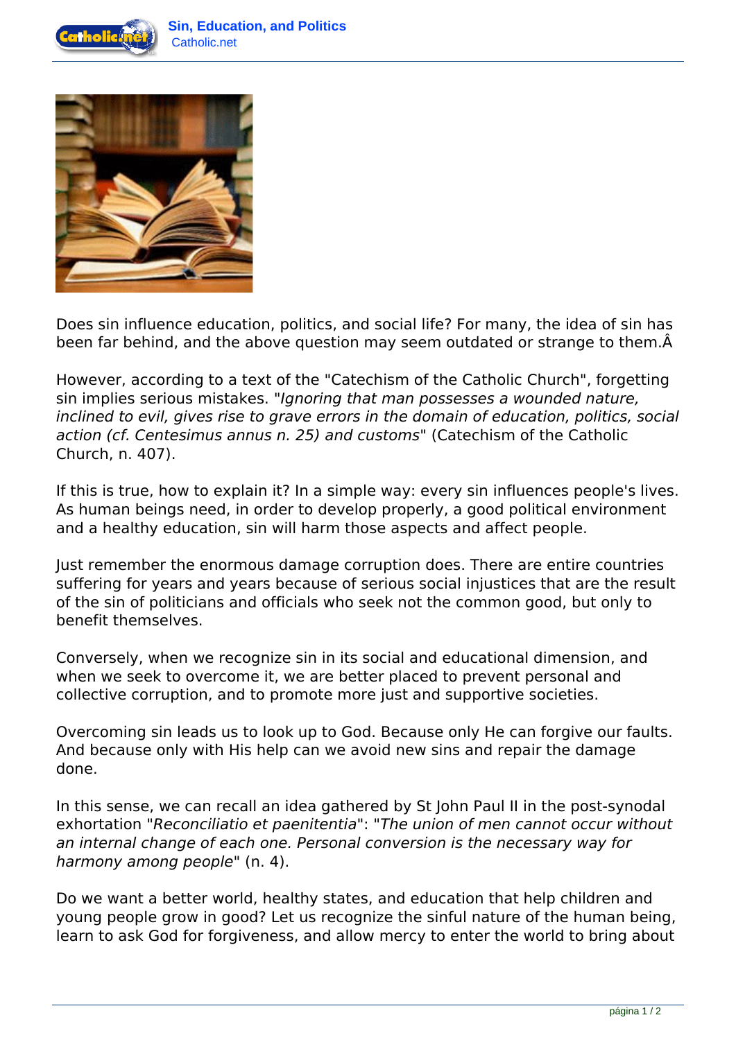# Sin, Education, and Politics

Does sin influence education, politics, and social life? For many, the idea of sin has been far behind, and the above question may seem outdated or strange to them.Â

However, according to a text of the "Catechism of the Catholic Church", forgetting sin implies serious mistakes. "*Ignoring that man possesses a wounded nature, inclined to evil, gives rise to grave errors in the domain of education, politics, social action (cf. Centesimus annus n. 25) and customs*" (Catechism of the Catholic Church, n. 407).

If this is true, how to explain it? In a simple way: every sin influences people's lives. As human beings need, in order to develop properly, a good political environment and a healthy education, sin will harm those aspects and affect people.

Just remember the enormous damage corruption does. There are entire countries suffering for years and years because of serious social injustices that are the result of the sin of politicians and officials who seek not the common good, but only to benefit themselves.

Conversely, when we recognize sin in its social and educational dimension, and when we seek to overcome it, we are better placed to prevent personal and collective corruption, and to promote more just and supportive societies.

Overcoming sin leads us to look up to God. Because only He can forgive our faults. And because only with His help can we avoid new sins and repair the damage done.

In this sense, we can recall an idea gathered by St John Paul II in the post-synodal exhortation "*Reconciliatio et paenitentia*": "*The union of men cannot occur without an internal change of each one. Personal conversion is the necessary way for harmony among people*" (n. 4).

Do we want a better world, healthy states, and education that help children and young people grow in good? Let us recognize the sinful nature of the human being, learn to ask God for forgiveness, and allow mercy to enter the world to bring about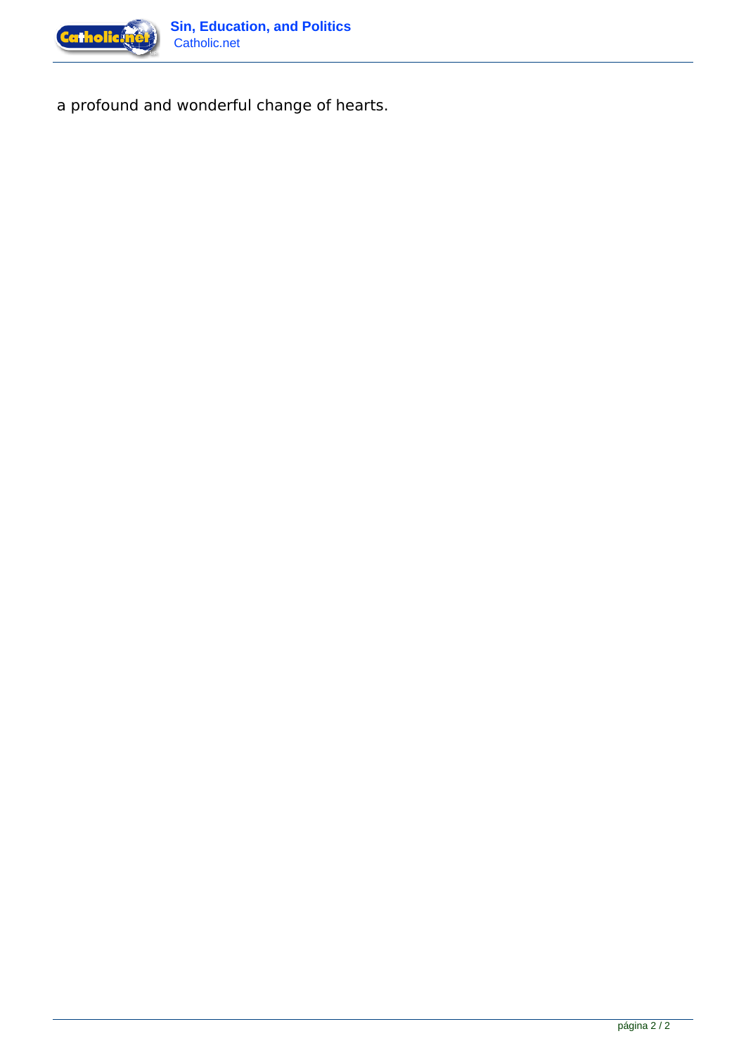a profound and wonderful change of hearts.